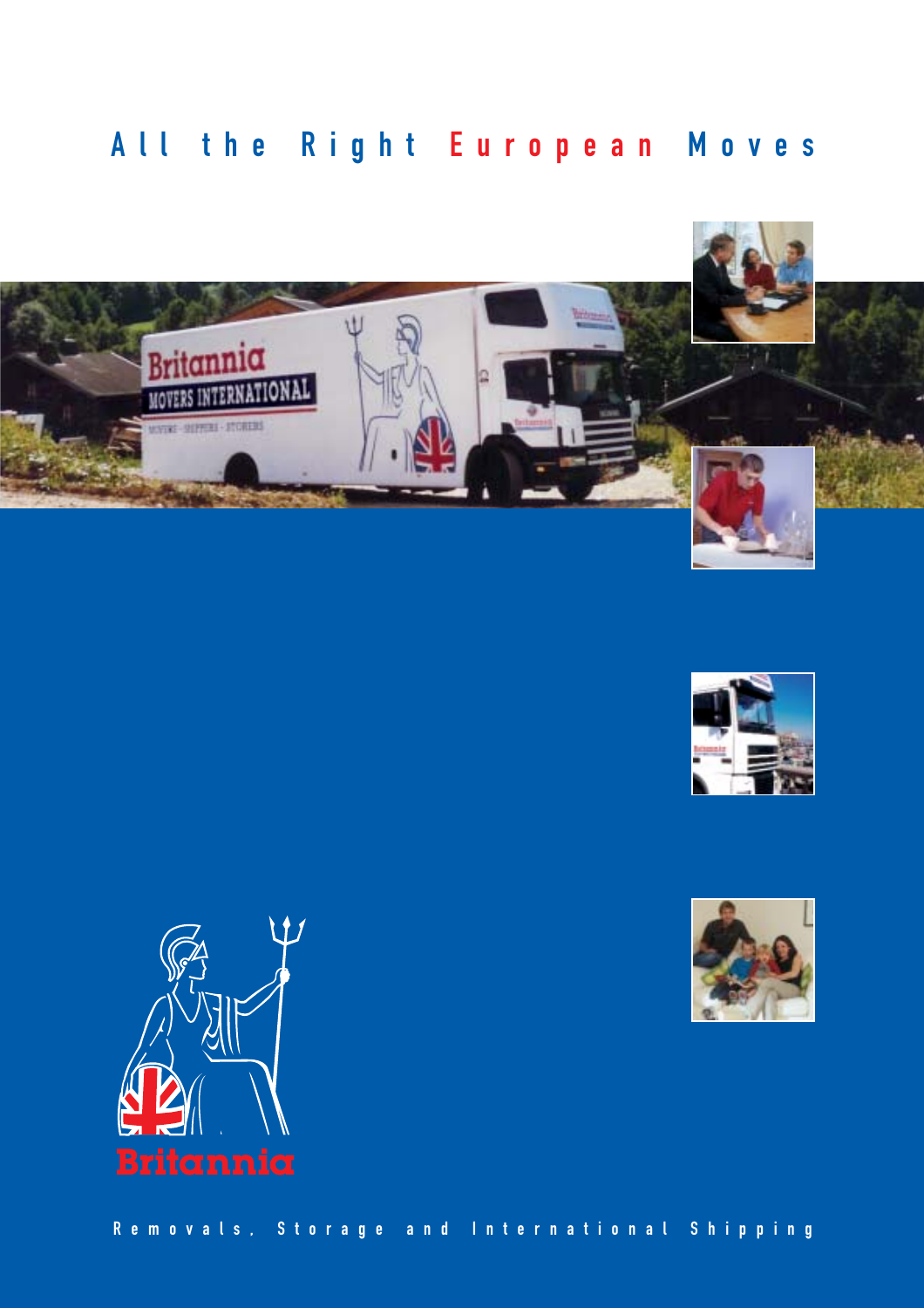# All the Right European Moves

Britannia

Removals, Storage and International Shipping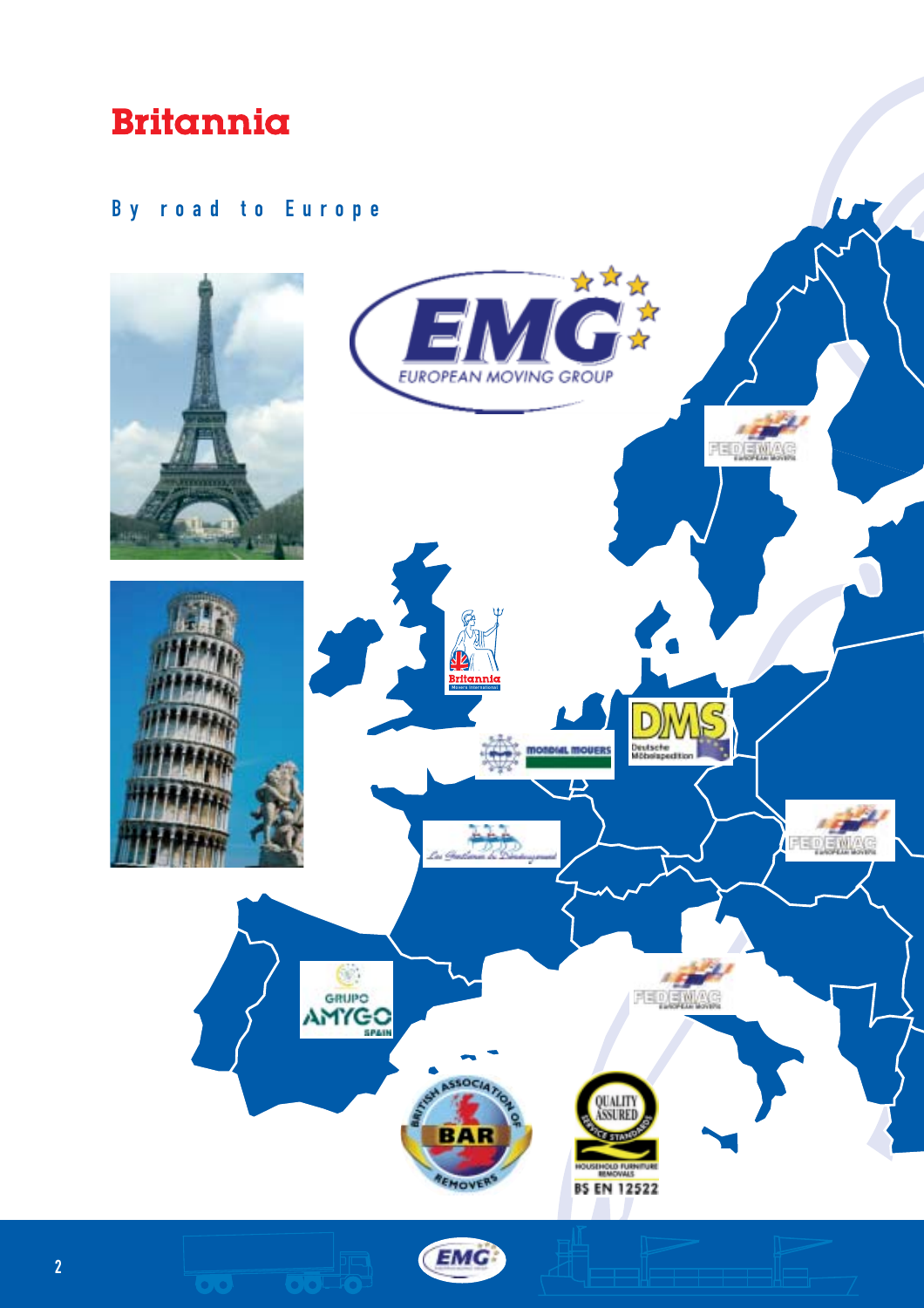# Britannia

## By road to Europe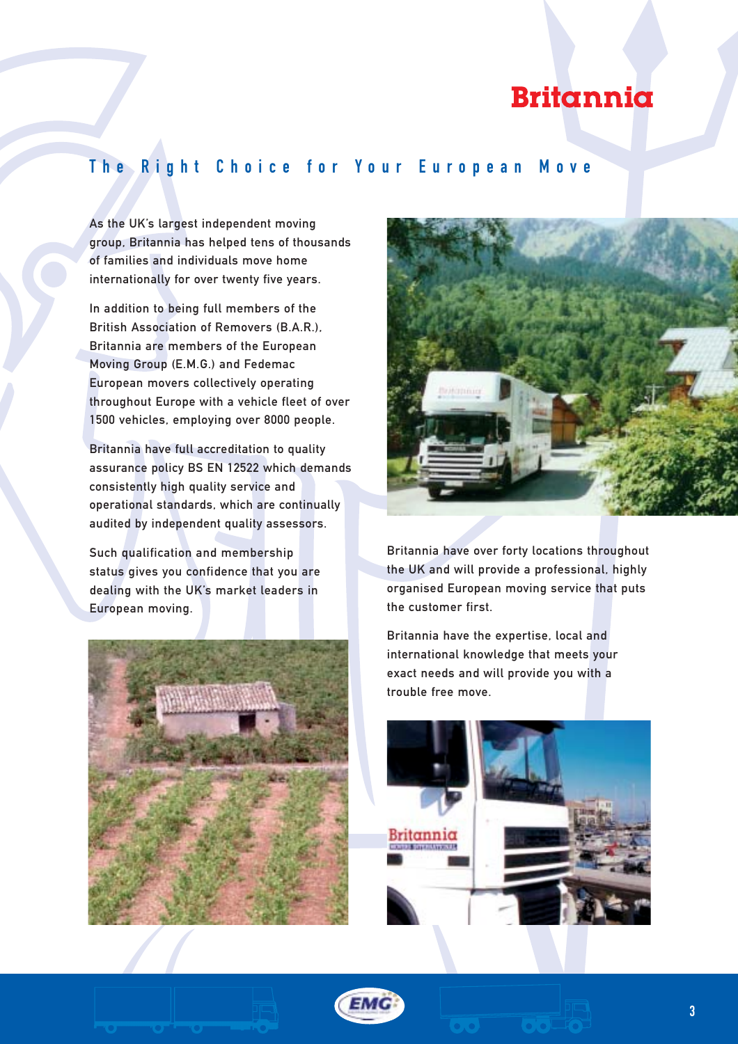Britannia

# The Right Choice for Your European Move

As the UK's largest independent moving group, Britannia has helped tens of thousands of families and individuals move home internationally for over twenty five years.

In addition to being full members of the British Association of Removers (B.A.R.), Britannia are members of the European Moving Group (E.M.G.) and Fedemac European movers collectively operating throughout Europe with a vehicle fleet of over 1500 vehicles, employing over 8000 people.

Britannia have full accreditation to quality assurance policy BS EN 12522 which demands consistently high quality service and operational standards, which are continually audited by independent quality assessors.

Such qualification and membership status gives you confidence that you are dealing with the UK's market leaders in European moving.

Britannia have over forty locations throughout the UK and will provide a professional, highly organised European moving service that puts the customer first.

Britannia have the expertise, local and international knowledge that meets your exact needs and will provide you with a trouble free move.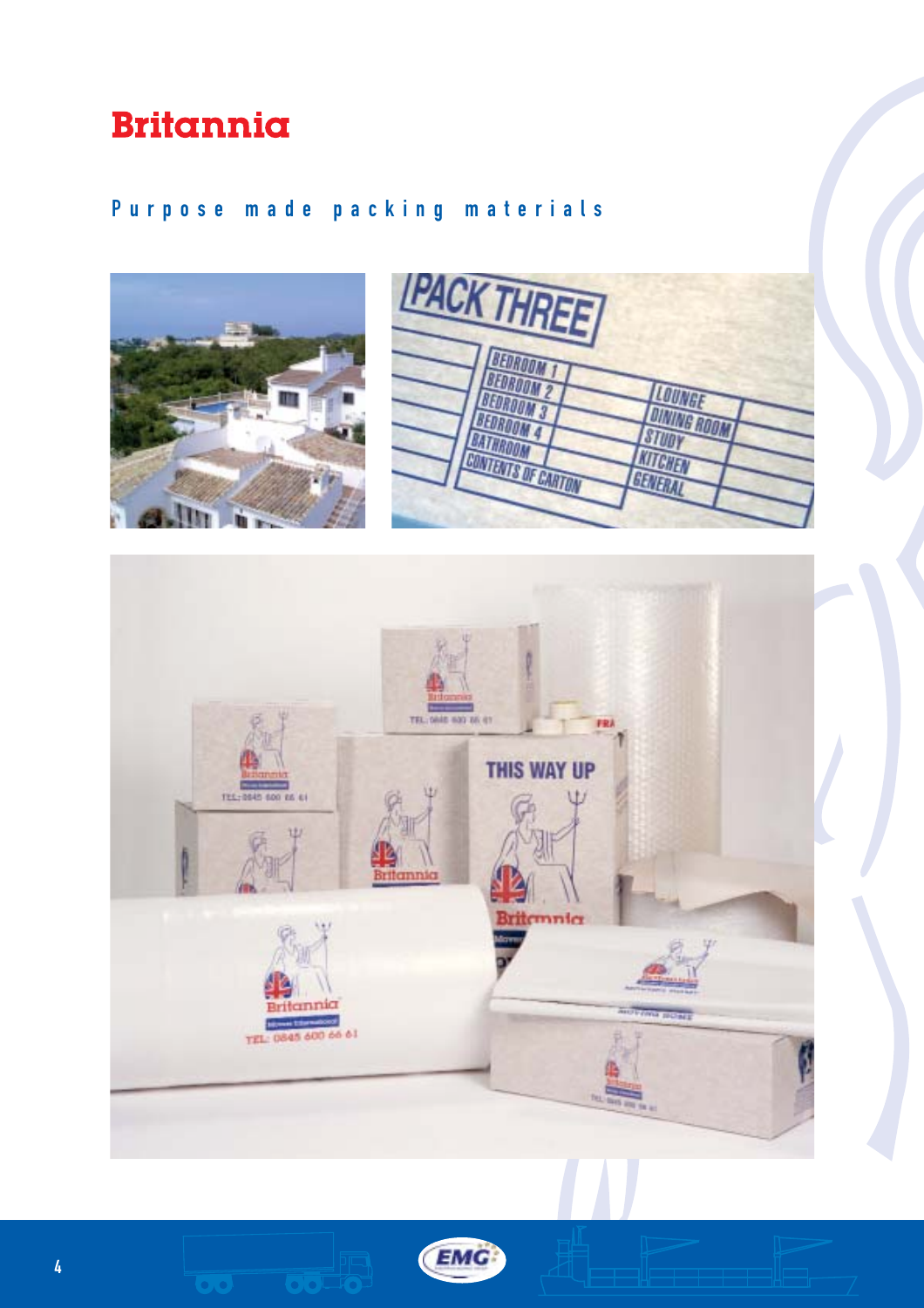# Britannia

## Purpose made packing materials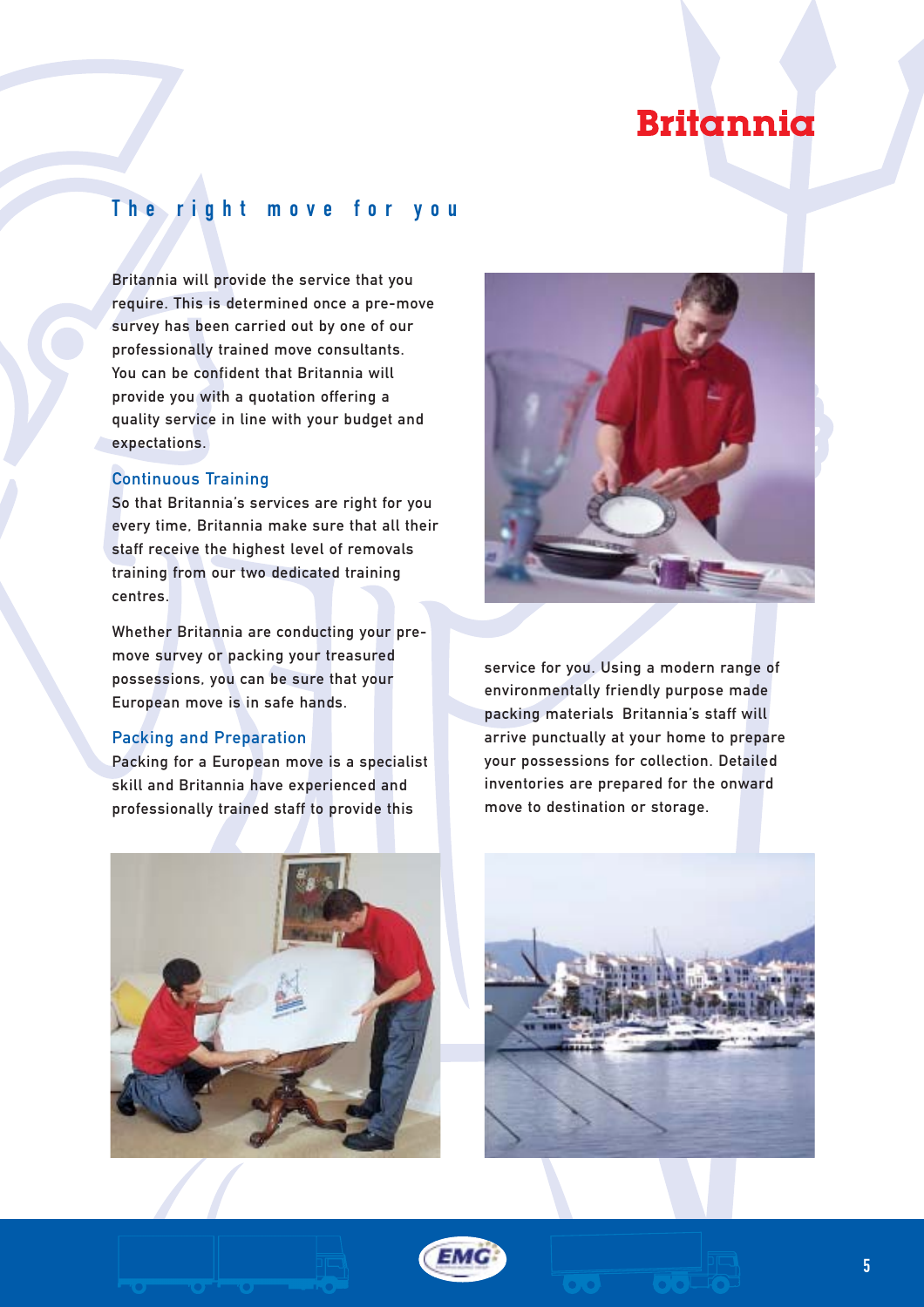# Britannia

## The right move for you

Britannia will provide the service that you require. This is determined once a pre-move survey has been carried out by one of our professionally trained move consultants. You can be confident that Britannia will provide you with a quotation offering a quality service in line with your budget and expectations.

### Continuous Training

So that Britannia's services are right for you every time, Britannia make sure that all their staff receive the highest level of removals training from our two dedicated training centres.

Whether Britannia are conducting your pre-move survey or packing your treasured possessions, you can be sure that your European move is in safe hands.

### Packing and Preparation

Packing for a European move is a specialist skill and Britannia have experienced and professionally trained staff to provide this service for you. Using a modern range of environmentally friendly purpose made packing materials Britannia's staff will arrive punctually at your home to prepare your possessions for collection. Detailed inventories are prepared for the onward move to destination or storage.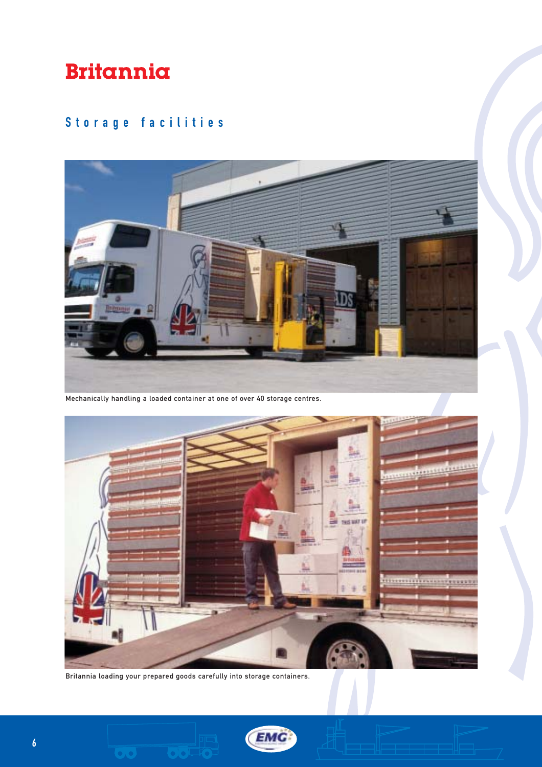# Britannia

## Storage facilities

Mechanically handling a loaded container at one of over 40 storage centres.

Britannia loading your prepared goods carefully into storage containers.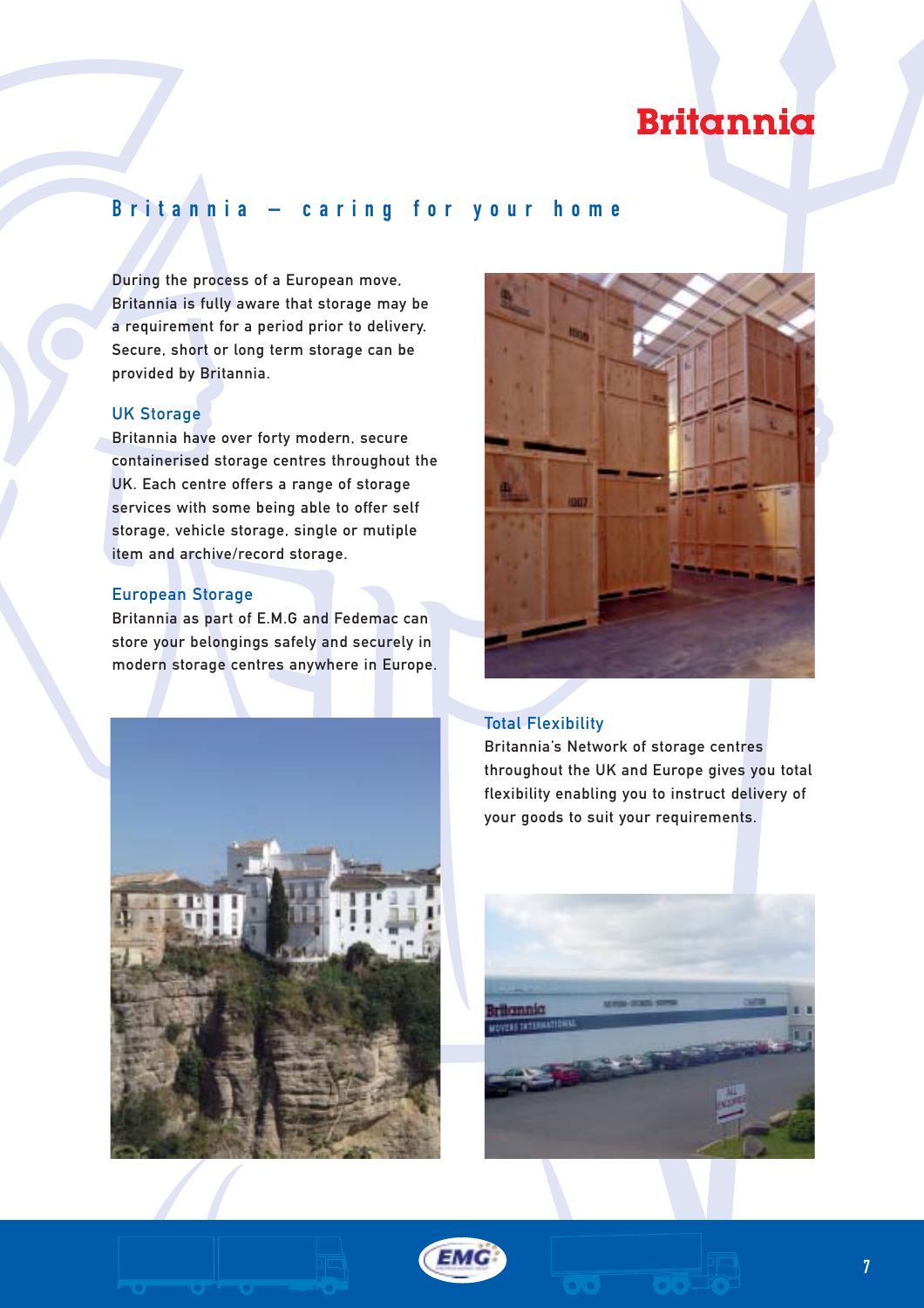# Britannia

## Britannia – caring for your home

During the process of a European move, Britannia is fully aware that storage may be a requirement for a period prior to delivery. Secure, short or long term storage can be provided by Britannia.

### UK Storage

Britannia have over forty modern, secure containerised storage centres throughout the UK. Each centre offers a range of storage services with some being able to offer self storage, vehicle storage, single or mutiple item and archive/record storage.

### European Storage

Britannia as part of E.M.G and Fedemac can store your belongings safely and securely in modern storage centres anywhere in Europe.

### Total Flexibility

Britannia's Network of storage centres throughout the UK and Europe gives you total flexibility enabling you to instruct delivery of your goods to suit your requirements.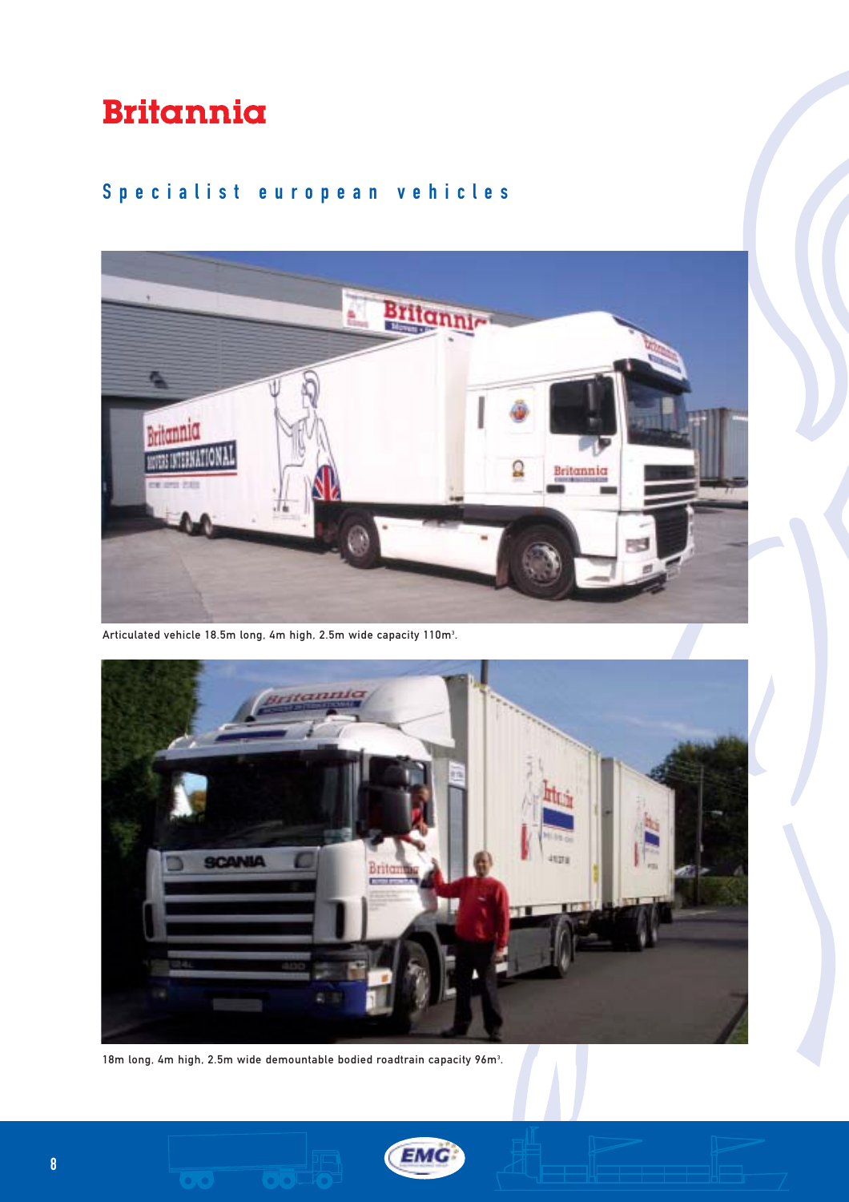# Britannia

## Specialist european vehicles

Articulated vehicle 18.5m long, 4m high, 2.5m wide capacity 110m$^3$.

18m long, 4m high, 2.5m wide demountable bodied roadtrain capacity 96m$^3$.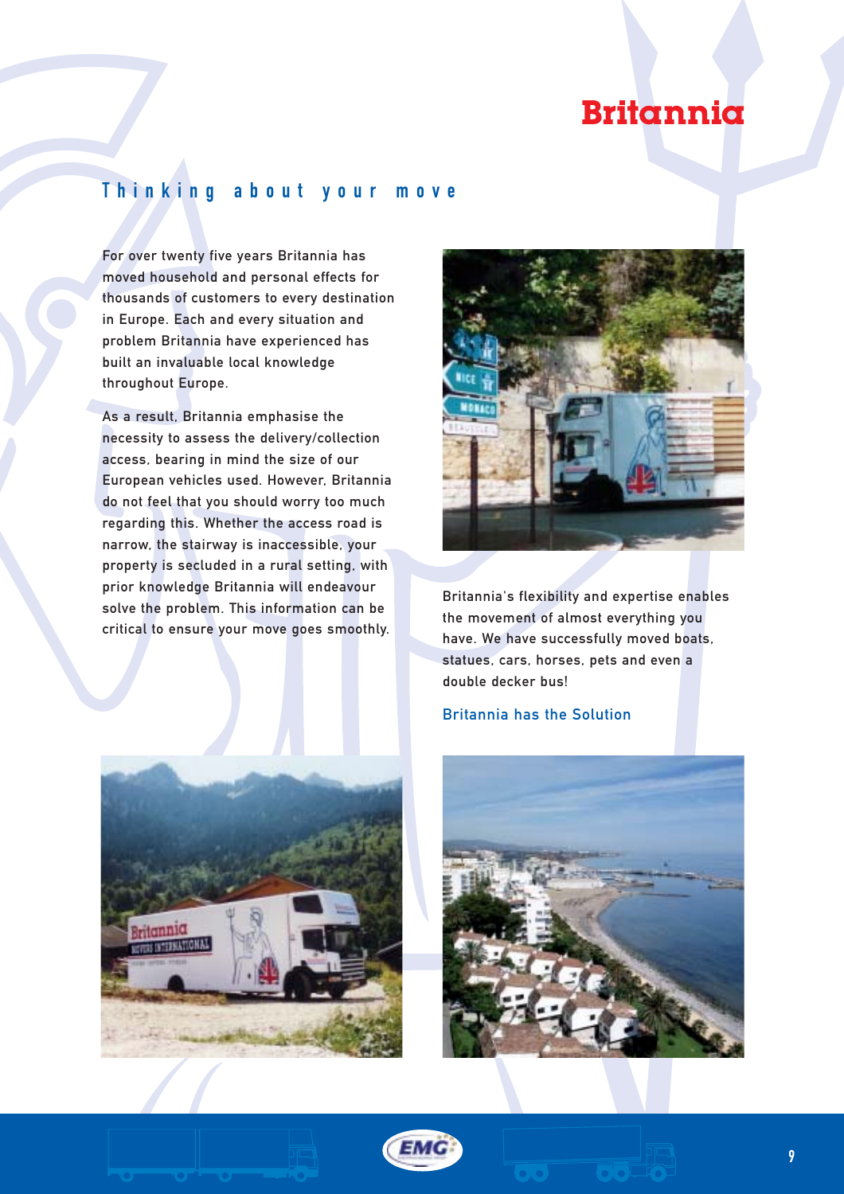# Britannia

## Thinking about your move

For over twenty five years Britannia has moved household and personal effects for thousands of customers to every destination in Europe. Each and every situation and problem Britannia have experienced has built an invaluable local knowledge throughout Europe.

As a result, Britannia emphasise the necessity to assess the delivery/collection access, bearing in mind the size of our European vehicles used. However, Britannia do not feel that you should worry too much regarding this. Whether the access road is narrow, the stairway is inaccessible, your property is secluded in a rural setting, with prior knowledge Britannia will endeavour solve the problem. This information can be critical to ensure your move goes smoothly.

Britannia's flexibility and expertise enables the movement of almost everything you have. We have successfully moved boats, statues, cars, horses, pets and even a double decker bus!

Britannia has the Solution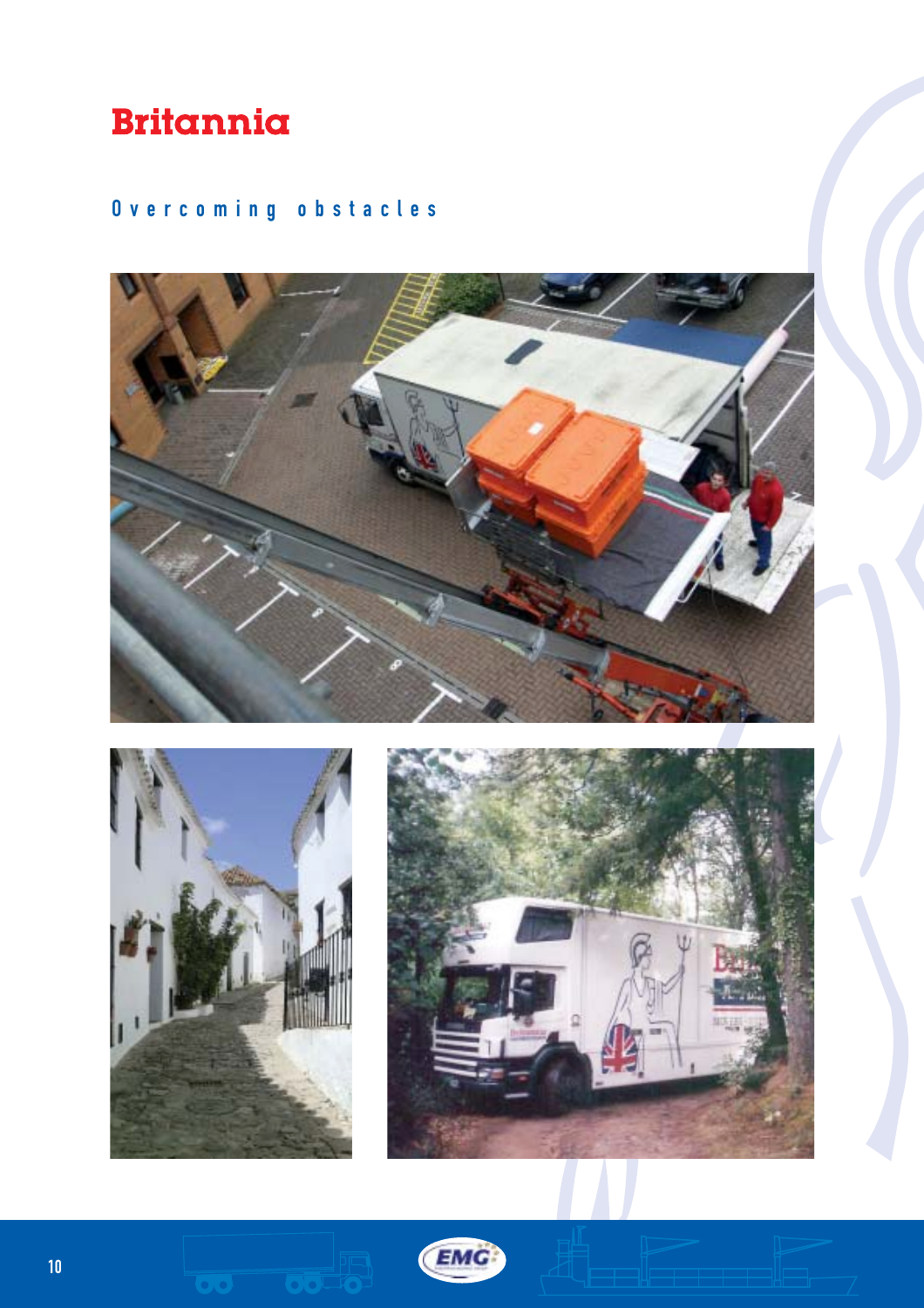# Britannia

## Overcoming obstacles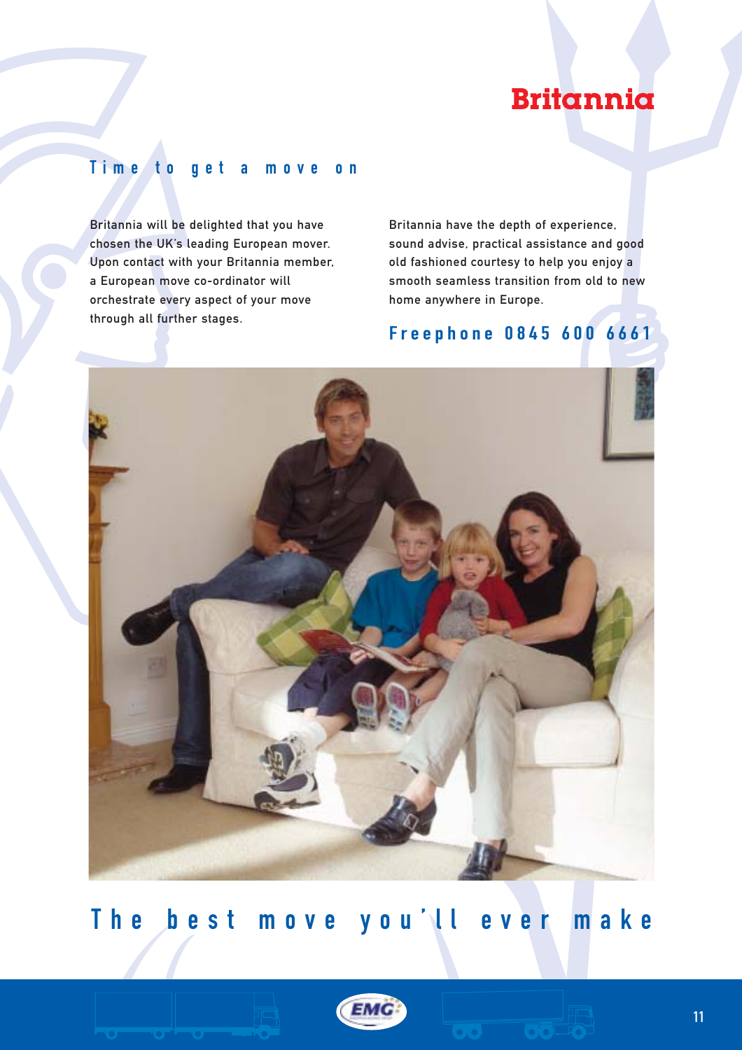Britannia

## Time to get a move on

Britannia will be delighted that you have chosen the UK's leading European mover. Upon contact with your Britannia member, a European move co-ordinator will orchestrate every aspect of your move through all further stages.

Britannia have the depth of experience, sound advise, practical assistance and good old fashioned courtesy to help you enjoy a smooth seamless transition from old to new home anywhere in Europe.

**Freephone 0845 600 6661**

## The best move you'll ever make

EMG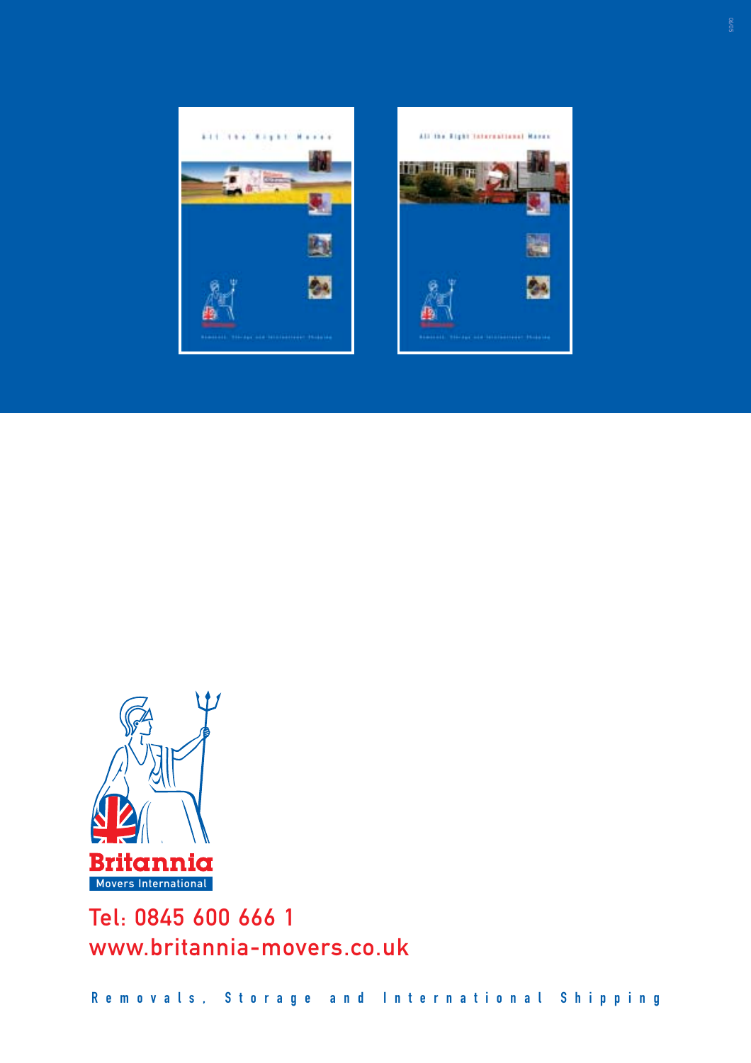Britannia

Movers International

Tel: 0845 600 666 1

www.britannia-movers.co.uk

Removals, Storage and International Shipping